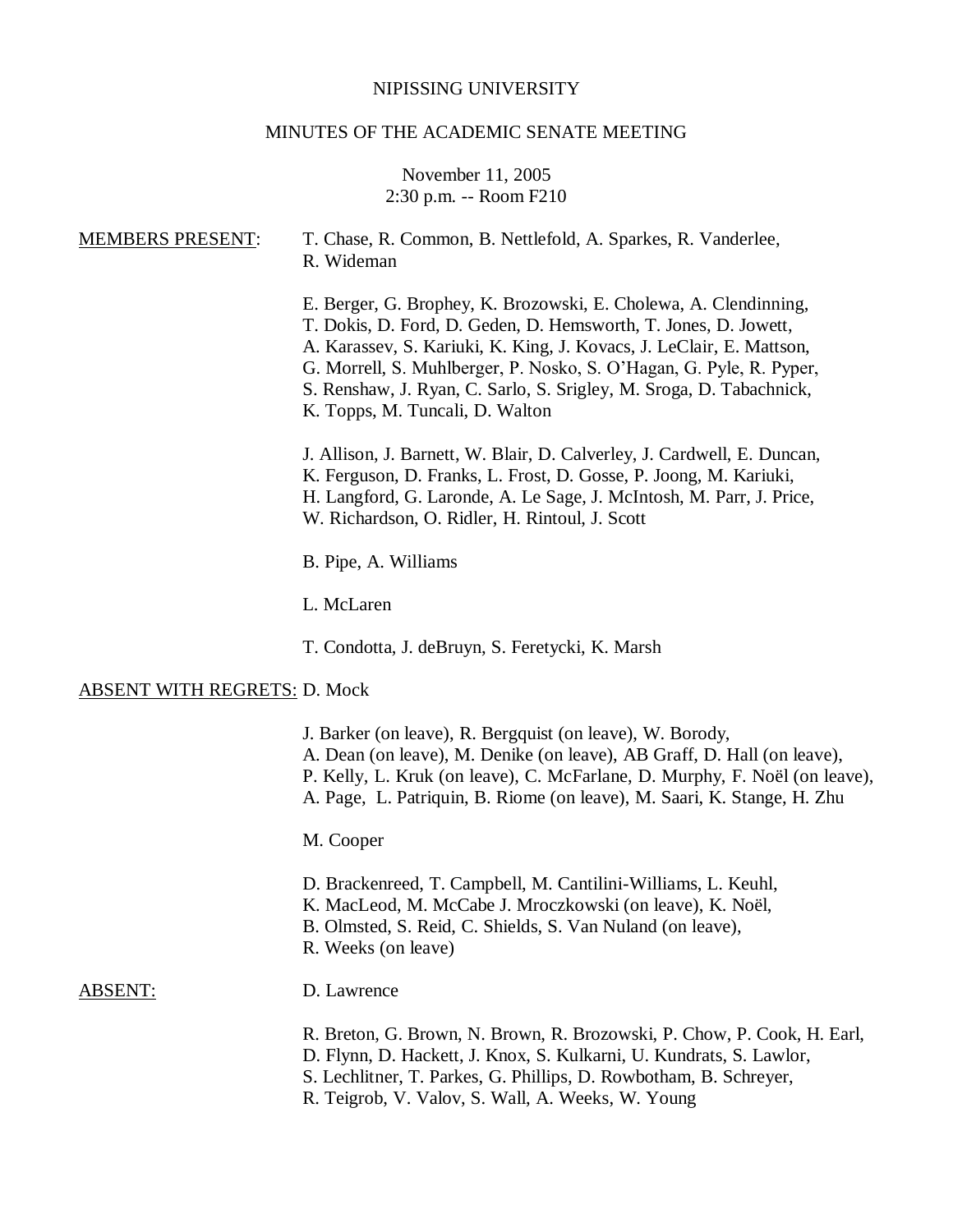NIPISSING UNIVERSITY

MINUTES OF THE ACADEMIC SENATE MEETING

November 11, 2005
2:30 p.m. -- Room F210

MEMBERS PRESENT: T. Chase, R. Common, B. Nettlefold, A. Sparkes, R. Vanderlee, R. Wideman

E. Berger, G. Brophey, K. Brozowski, E. Cholewa, A. Clendinning, T. Dokis, D. Ford, D. Geden, D. Hemsworth, T. Jones, D. Jowett, A. Karassev, S. Kariuki, K. King, J. Kovacs, J. LeClair, E. Mattson, G. Morrell, S. Muhlberger, P. Nosko, S. O'Hagan, G. Pyle, R. Pyper, S. Renshaw, J. Ryan, C. Sarlo, S. Srigley, M. Sroga, D. Tabachnick, K. Topps, M. Tuncali, D. Walton

J. Allison, J. Barnett, W. Blair, D. Calverley, J. Cardwell, E. Duncan, K. Ferguson, D. Franks, L. Frost, D. Gosse, P. Joong, M. Kariuki, H. Langford, G. Laronde, A. Le Sage, J. McIntosh, M. Parr, J. Price, W. Richardson, O. Ridler, H. Rintoul, J. Scott

B. Pipe, A. Williams

L. McLaren

T. Condotta, J. deBruyn, S. Feretycki, K. Marsh

ABSENT WITH REGRETS: D. Mock

J. Barker (on leave), R. Bergquist (on leave), W. Borody, A. Dean (on leave), M. Denike (on leave), AB Graff, D. Hall (on leave), P. Kelly, L. Kruk (on leave), C. McFarlane, D. Murphy, F. Noël (on leave), A. Page, L. Patriquin, B. Riome (on leave), M. Saari, K. Stange, H. Zhu

M. Cooper

D. Brackenreed, T. Campbell, M. Cantilini-Williams, L. Keuhl, K. MacLeod, M. McCabe J. Mroczkowski (on leave), K. Noël, B. Olmsted, S. Reid, C. Shields, S. Van Nuland (on leave), R. Weeks (on leave)

ABSENT: D. Lawrence

R. Breton, G. Brown, N. Brown, R. Brozowski, P. Chow, P. Cook, H. Earl, D. Flynn, D. Hackett, J. Knox, S. Kulkarni, U. Kundrats, S. Lawlor, S. Lechlitner, T. Parkes, G. Phillips, D. Rowbotham, B. Schreyer, R. Teigrob, V. Valov, S. Wall, A. Weeks, W. Young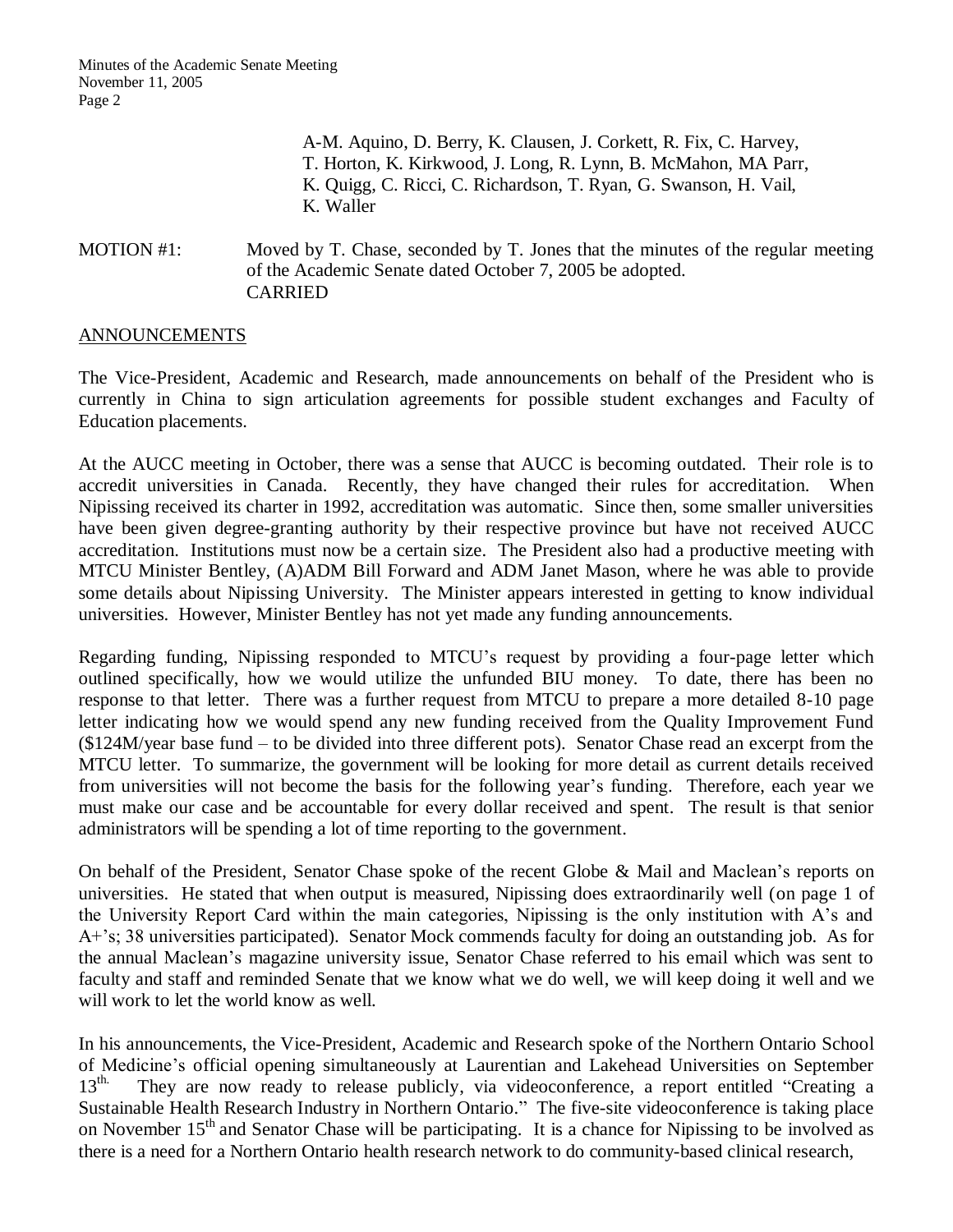A-M. Aquino, D. Berry, K. Clausen, J. Corkett, R. Fix, C. Harvey, T. Horton, K. Kirkwood, J. Long, R. Lynn, B. McMahon, MA Parr, K. Quigg, C. Ricci, C. Richardson, T. Ryan, G. Swanson, H. Vail, K. Waller

MOTION #1: Moved by T. Chase, seconded by T. Jones that the minutes of the regular meeting of the Academic Senate dated October 7, 2005 be adopted.
CARRIED

## ANNOUNCEMENTS

The Vice-President, Academic and Research, made announcements on behalf of the President who is currently in China to sign articulation agreements for possible student exchanges and Faculty of Education placements.

At the AUCC meeting in October, there was a sense that AUCC is becoming outdated. Their role is to accredit universities in Canada. Recently, they have changed their rules for accreditation. When Nipissing received its charter in 1992, accreditation was automatic. Since then, some smaller universities have been given degree-granting authority by their respective province but have not received AUCC accreditation. Institutions must now be a certain size. The President also had a productive meeting with MTCU Minister Bentley, (A)ADM Bill Forward and ADM Janet Mason, where he was able to provide some details about Nipissing University. The Minister appears interested in getting to know individual universities. However, Minister Bentley has not yet made any funding announcements.

Regarding funding, Nipissing responded to MTCU's request by providing a four-page letter which outlined specifically, how we would utilize the unfunded BIU money. To date, there has been no response to that letter. There was a further request from MTCU to prepare a more detailed 8-10 page letter indicating how we would spend any new funding received from the Quality Improvement Fund ($124M/year base fund – to be divided into three different pots). Senator Chase read an excerpt from the MTCU letter. To summarize, the government will be looking for more detail as current details received from universities will not become the basis for the following year's funding. Therefore, each year we must make our case and be accountable for every dollar received and spent. The result is that senior administrators will be spending a lot of time reporting to the government.

On behalf of the President, Senator Chase spoke of the recent Globe & Mail and Maclean's reports on universities. He stated that when output is measured, Nipissing does extraordinarily well (on page 1 of the University Report Card within the main categories, Nipissing is the only institution with A's and A+'s; 38 universities participated). Senator Mock commends faculty for doing an outstanding job. As for the annual Maclean's magazine university issue, Senator Chase referred to his email which was sent to faculty and staff and reminded Senate that we know what we do well, we will keep doing it well and we will work to let the world know as well.

In his announcements, the Vice-President, Academic and Research spoke of the Northern Ontario School of Medicine's official opening simultaneously at Laurentian and Lakehead Universities on September 13th. They are now ready to release publicly, via videoconference, a report entitled "Creating a Sustainable Health Research Industry in Northern Ontario." The five-site videoconference is taking place on November 15th and Senator Chase will be participating. It is a chance for Nipissing to be involved as there is a need for a Northern Ontario health research network to do community-based clinical research,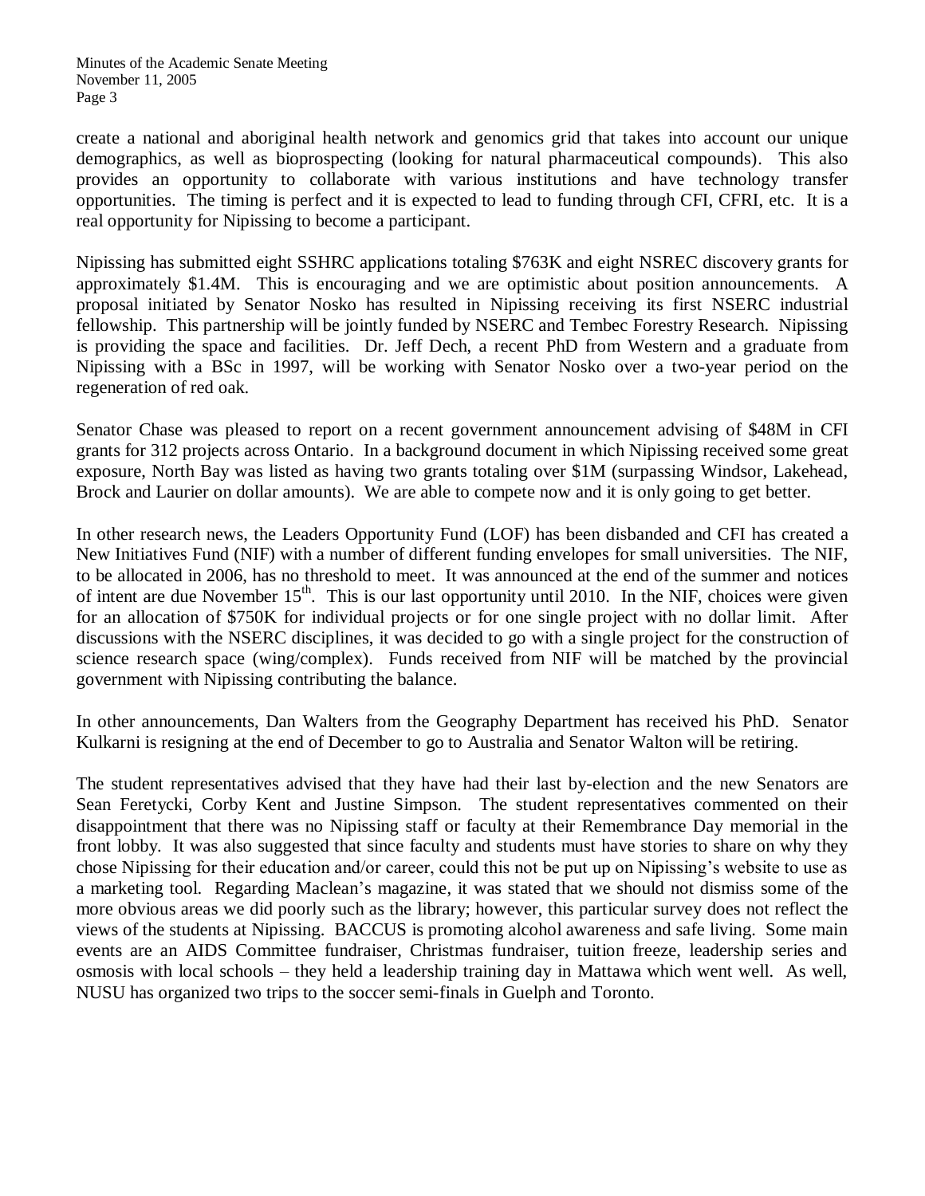create a national and aboriginal health network and genomics grid that takes into account our unique demographics, as well as bioprospecting (looking for natural pharmaceutical compounds). This also provides an opportunity to collaborate with various institutions and have technology transfer opportunities. The timing is perfect and it is expected to lead to funding through CFI, CFRI, etc. It is a real opportunity for Nipissing to become a participant.

Nipissing has submitted eight SSHRC applications totaling $763K and eight NSREC discovery grants for approximately $1.4M. This is encouraging and we are optimistic about position announcements. A proposal initiated by Senator Nosko has resulted in Nipissing receiving its first NSERC industrial fellowship. This partnership will be jointly funded by NSERC and Tembec Forestry Research. Nipissing is providing the space and facilities. Dr. Jeff Dech, a recent PhD from Western and a graduate from Nipissing with a BSc in 1997, will be working with Senator Nosko over a two-year period on the regeneration of red oak.

Senator Chase was pleased to report on a recent government announcement advising of $48M in CFI grants for 312 projects across Ontario. In a background document in which Nipissing received some great exposure, North Bay was listed as having two grants totaling over $1M (surpassing Windsor, Lakehead, Brock and Laurier on dollar amounts). We are able to compete now and it is only going to get better.

In other research news, the Leaders Opportunity Fund (LOF) has been disbanded and CFI has created a New Initiatives Fund (NIF) with a number of different funding envelopes for small universities. The NIF, to be allocated in 2006, has no threshold to meet. It was announced at the end of the summer and notices of intent are due November 15th. This is our last opportunity until 2010. In the NIF, choices were given for an allocation of $750K for individual projects or for one single project with no dollar limit. After discussions with the NSERC disciplines, it was decided to go with a single project for the construction of science research space (wing/complex). Funds received from NIF will be matched by the provincial government with Nipissing contributing the balance.

In other announcements, Dan Walters from the Geography Department has received his PhD. Senator Kulkarni is resigning at the end of December to go to Australia and Senator Walton will be retiring.

The student representatives advised that they have had their last by-election and the new Senators are Sean Feretycki, Corby Kent and Justine Simpson. The student representatives commented on their disappointment that there was no Nipissing staff or faculty at their Remembrance Day memorial in the front lobby. It was also suggested that since faculty and students must have stories to share on why they chose Nipissing for their education and/or career, could this not be put up on Nipissing's website to use as a marketing tool. Regarding Maclean's magazine, it was stated that we should not dismiss some of the more obvious areas we did poorly such as the library; however, this particular survey does not reflect the views of the students at Nipissing. BACCUS is promoting alcohol awareness and safe living. Some main events are an AIDS Committee fundraiser, Christmas fundraiser, tuition freeze, leadership series and osmosis with local schools – they held a leadership training day in Mattawa which went well. As well, NUSU has organized two trips to the soccer semi-finals in Guelph and Toronto.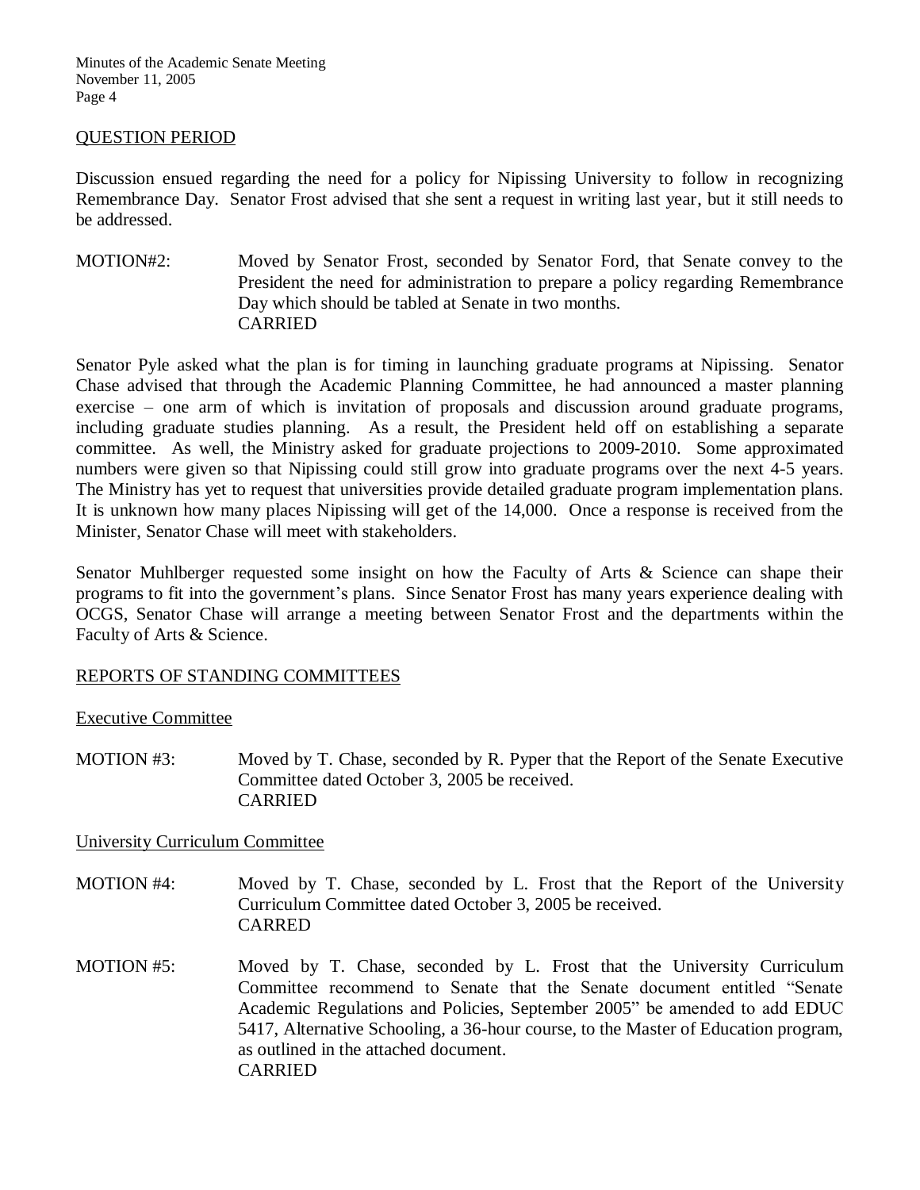## QUESTION PERIOD

Discussion ensued regarding the need for a policy for Nipissing University to follow in recognizing Remembrance Day. Senator Frost advised that she sent a request in writing last year, but it still needs to be addressed.

MOTION#2: Moved by Senator Frost, seconded by Senator Ford, that Senate convey to the President the need for administration to prepare a policy regarding Remembrance Day which should be tabled at Senate in two months.
CARRIED

Senator Pyle asked what the plan is for timing in launching graduate programs at Nipissing. Senator Chase advised that through the Academic Planning Committee, he had announced a master planning exercise – one arm of which is invitation of proposals and discussion around graduate programs, including graduate studies planning. As a result, the President held off on establishing a separate committee. As well, the Ministry asked for graduate projections to 2009-2010. Some approximated numbers were given so that Nipissing could still grow into graduate programs over the next 4-5 years. The Ministry has yet to request that universities provide detailed graduate program implementation plans. It is unknown how many places Nipissing will get of the 14,000. Once a response is received from the Minister, Senator Chase will meet with stakeholders.

Senator Muhlberger requested some insight on how the Faculty of Arts & Science can shape their programs to fit into the government's plans. Since Senator Frost has many years experience dealing with OCGS, Senator Chase will arrange a meeting between Senator Frost and the departments within the Faculty of Arts & Science.

## REPORTS OF STANDING COMMITTEES

### Executive Committee

MOTION #3: Moved by T. Chase, seconded by R. Pyper that the Report of the Senate Executive Committee dated October 3, 2005 be received.
CARRIED

### University Curriculum Committee

MOTION #4: Moved by T. Chase, seconded by L. Frost that the Report of the University Curriculum Committee dated October 3, 2005 be received.
CARRED

MOTION #5: Moved by T. Chase, seconded by L. Frost that the University Curriculum Committee recommend to Senate that the Senate document entitled "Senate Academic Regulations and Policies, September 2005" be amended to add EDUC 5417, Alternative Schooling, a 36-hour course, to the Master of Education program, as outlined in the attached document.
CARRIED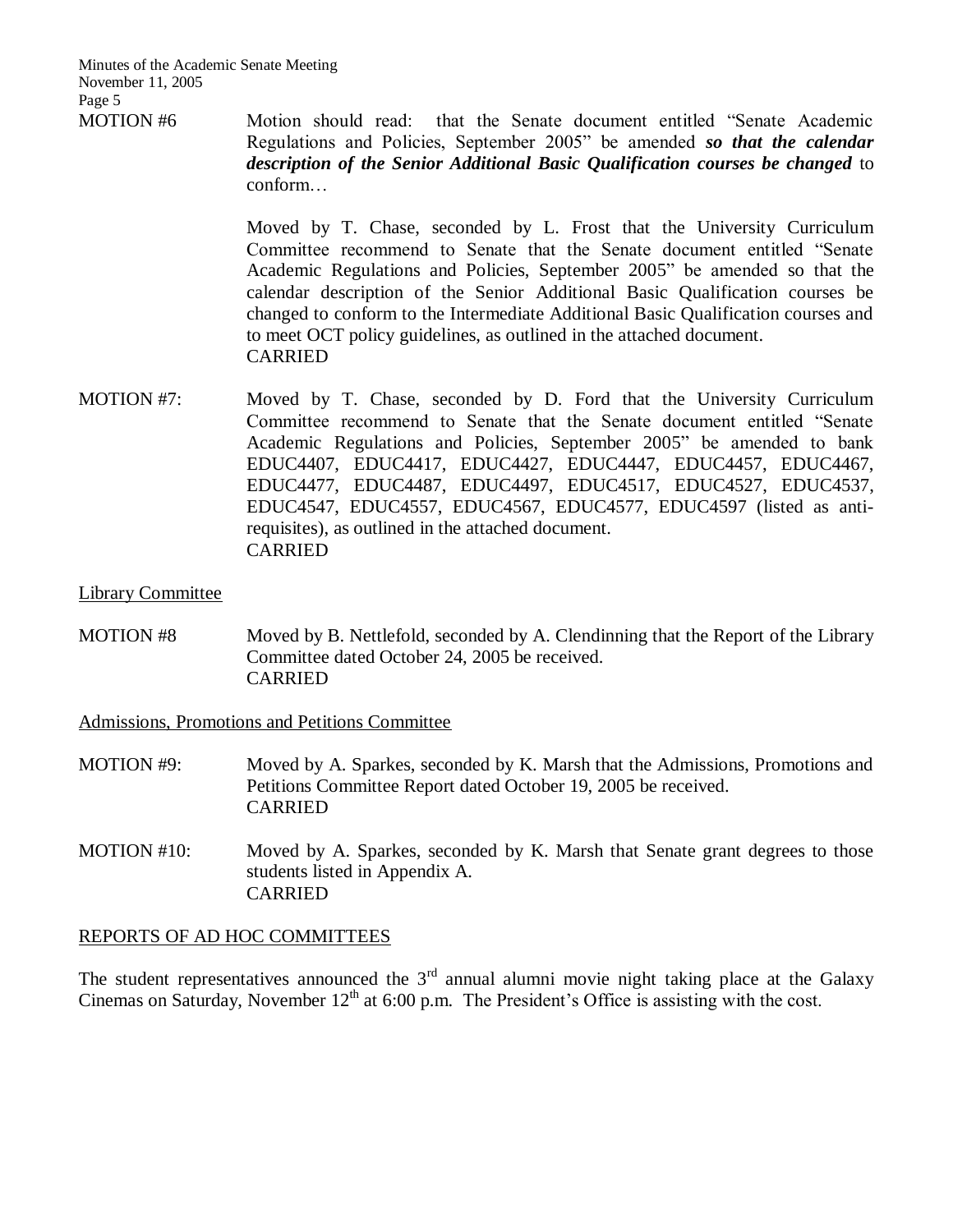MOTION #6 Motion should read: that the Senate document entitled "Senate Academic Regulations and Policies, September 2005" be amended ***so that the calendar description of the Senior Additional Basic Qualification courses be changed*** to conform…

Moved by T. Chase, seconded by L. Frost that the University Curriculum Committee recommend to Senate that the Senate document entitled "Senate Academic Regulations and Policies, September 2005" be amended so that the calendar description of the Senior Additional Basic Qualification courses be changed to conform to the Intermediate Additional Basic Qualification courses and to meet OCT policy guidelines, as outlined in the attached document.
CARRIED

MOTION #7: Moved by T. Chase, seconded by D. Ford that the University Curriculum Committee recommend to Senate that the Senate document entitled "Senate Academic Regulations and Policies, September 2005" be amended to bank EDUC4407, EDUC4417, EDUC4427, EDUC4447, EDUC4457, EDUC4467, EDUC4477, EDUC4487, EDUC4497, EDUC4517, EDUC4527, EDUC4537, EDUC4547, EDUC4557, EDUC4567, EDUC4577, EDUC4597 (listed as anti-requisites), as outlined in the attached document.
CARRIED

Library Committee

MOTION #8 Moved by B. Nettlefold, seconded by A. Clendinning that the Report of the Library Committee dated October 24, 2005 be received.
CARRIED

Admissions, Promotions and Petitions Committee

MOTION #9: Moved by A. Sparkes, seconded by K. Marsh that the Admissions, Promotions and Petitions Committee Report dated October 19, 2005 be received.
CARRIED

MOTION #10: Moved by A. Sparkes, seconded by K. Marsh that Senate grant degrees to those students listed in Appendix A.
CARRIED

REPORTS OF AD HOC COMMITTEES

The student representatives announced the 3rd annual alumni movie night taking place at the Galaxy Cinemas on Saturday, November 12th at 6:00 p.m. The President's Office is assisting with the cost.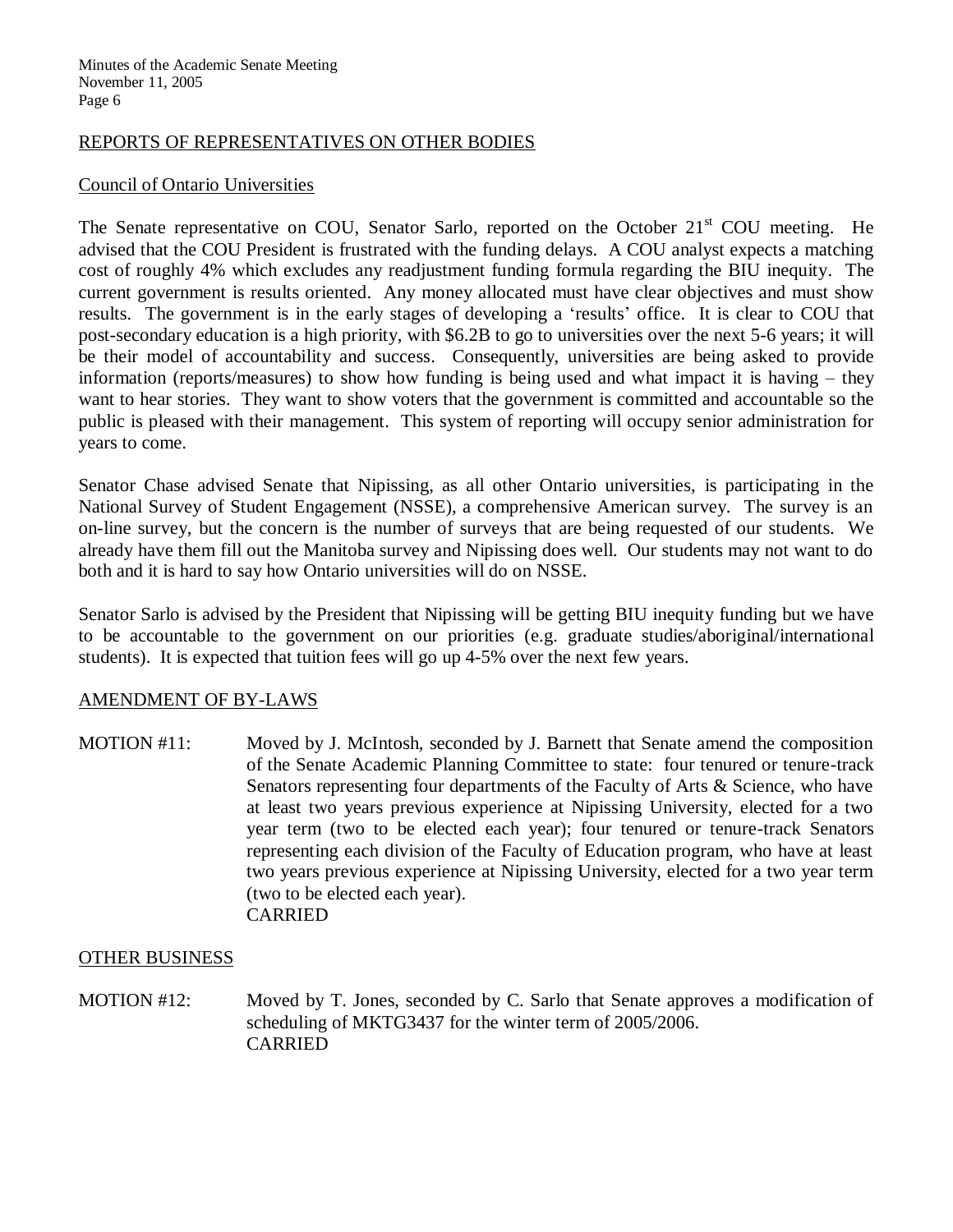## REPORTS OF REPRESENTATIVES ON OTHER BODIES

### Council of Ontario Universities

The Senate representative on COU, Senator Sarlo, reported on the October 21st COU meeting. He advised that the COU President is frustrated with the funding delays. A COU analyst expects a matching cost of roughly 4% which excludes any readjustment funding formula regarding the BIU inequity. The current government is results oriented. Any money allocated must have clear objectives and must show results. The government is in the early stages of developing a 'results' office. It is clear to COU that post-secondary education is a high priority, with $6.2B to go to universities over the next 5-6 years; it will be their model of accountability and success. Consequently, universities are being asked to provide information (reports/measures) to show how funding is being used and what impact it is having – they want to hear stories. They want to show voters that the government is committed and accountable so the public is pleased with their management. This system of reporting will occupy senior administration for years to come.

Senator Chase advised Senate that Nipissing, as all other Ontario universities, is participating in the National Survey of Student Engagement (NSSE), a comprehensive American survey. The survey is an on-line survey, but the concern is the number of surveys that are being requested of our students. We already have them fill out the Manitoba survey and Nipissing does well. Our students may not want to do both and it is hard to say how Ontario universities will do on NSSE.

Senator Sarlo is advised by the President that Nipissing will be getting BIU inequity funding but we have to be accountable to the government on our priorities (e.g. graduate studies/aboriginal/international students). It is expected that tuition fees will go up 4-5% over the next few years.

## AMENDMENT OF BY-LAWS

MOTION #11: Moved by J. McIntosh, seconded by J. Barnett that Senate amend the composition of the Senate Academic Planning Committee to state: four tenured or tenure-track Senators representing four departments of the Faculty of Arts & Science, who have at least two years previous experience at Nipissing University, elected for a two year term (two to be elected each year); four tenured or tenure-track Senators representing each division of the Faculty of Education program, who have at least two years previous experience at Nipissing University, elected for a two year term (two to be elected each year).
CARRIED

## OTHER BUSINESS

MOTION #12: Moved by T. Jones, seconded by C. Sarlo that Senate approves a modification of scheduling of MKTG3437 for the winter term of 2005/2006.
CARRIED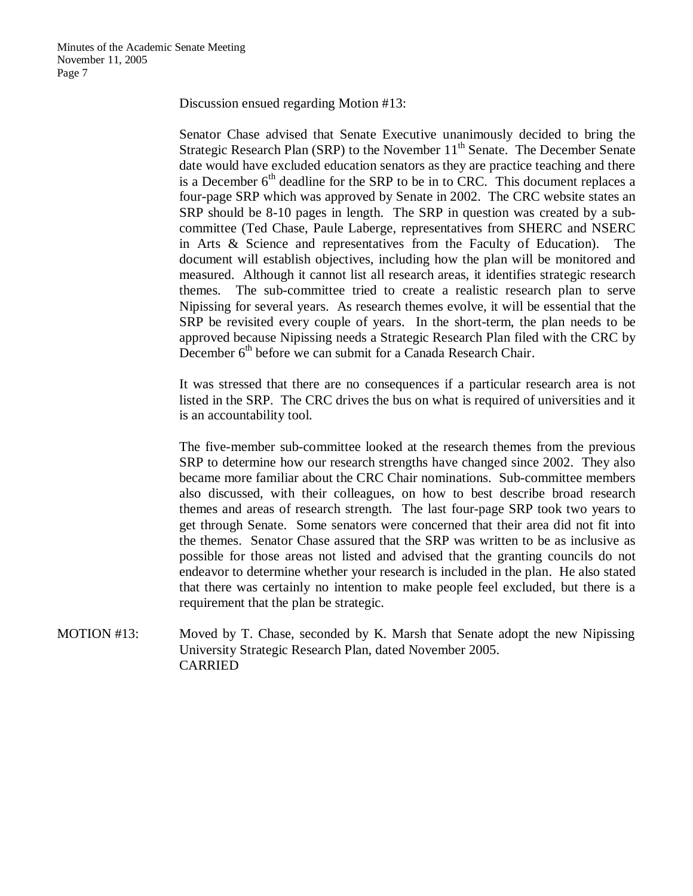Discussion ensued regarding Motion #13:

Senator Chase advised that Senate Executive unanimously decided to bring the Strategic Research Plan (SRP) to the November 11th Senate. The December Senate date would have excluded education senators as they are practice teaching and there is a December 6th deadline for the SRP to be in to CRC. This document replaces a four-page SRP which was approved by Senate in 2002. The CRC website states an SRP should be 8-10 pages in length. The SRP in question was created by a sub-committee (Ted Chase, Paule Laberge, representatives from SHERC and NSERC in Arts & Science and representatives from the Faculty of Education). The document will establish objectives, including how the plan will be monitored and measured. Although it cannot list all research areas, it identifies strategic research themes. The sub-committee tried to create a realistic research plan to serve Nipissing for several years. As research themes evolve, it will be essential that the SRP be revisited every couple of years. In the short-term, the plan needs to be approved because Nipissing needs a Strategic Research Plan filed with the CRC by December 6th before we can submit for a Canada Research Chair.

It was stressed that there are no consequences if a particular research area is not listed in the SRP. The CRC drives the bus on what is required of universities and it is an accountability tool.

The five-member sub-committee looked at the research themes from the previous SRP to determine how our research strengths have changed since 2002. They also became more familiar about the CRC Chair nominations. Sub-committee members also discussed, with their colleagues, on how to best describe broad research themes and areas of research strength. The last four-page SRP took two years to get through Senate. Some senators were concerned that their area did not fit into the themes. Senator Chase assured that the SRP was written to be as inclusive as possible for those areas not listed and advised that the granting councils do not endeavor to determine whether your research is included in the plan. He also stated that there was certainly no intention to make people feel excluded, but there is a requirement that the plan be strategic.

MOTION #13: Moved by T. Chase, seconded by K. Marsh that Senate adopt the new Nipissing University Strategic Research Plan, dated November 2005.
CARRIED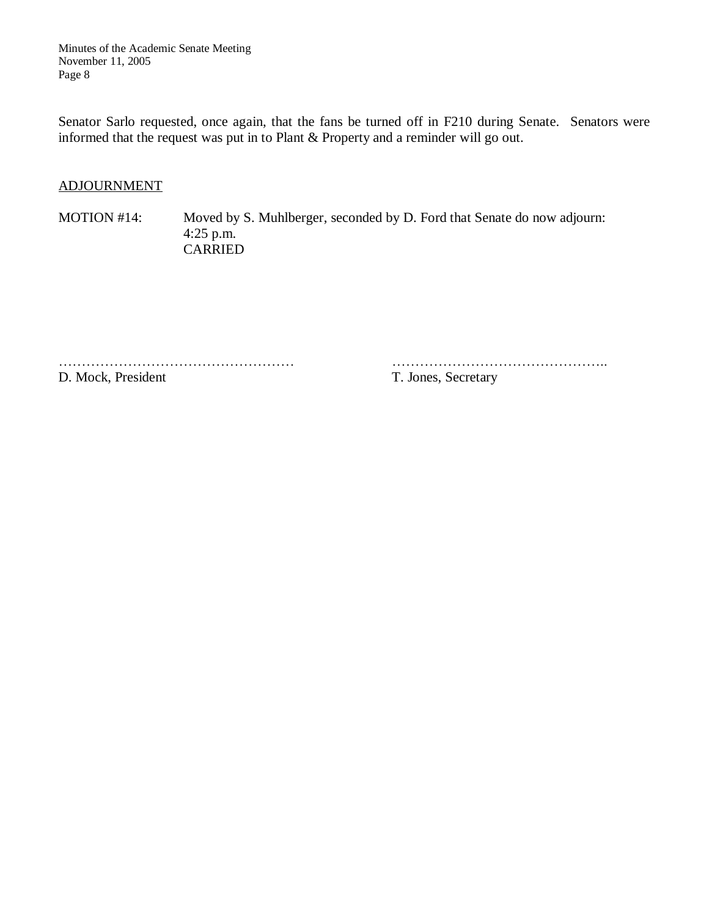Senator Sarlo requested, once again, that the fans be turned off in F210 during Senate. Senators were informed that the request was put in to Plant & Property and a reminder will go out.

ADJOURNMENT

MOTION #14: Moved by S. Muhlberger, seconded by D. Ford that Senate do now adjourn: 4:25 p.m.
CARRIED

……………………………………………
D. Mock, President

………………………………………..
T. Jones, Secretary